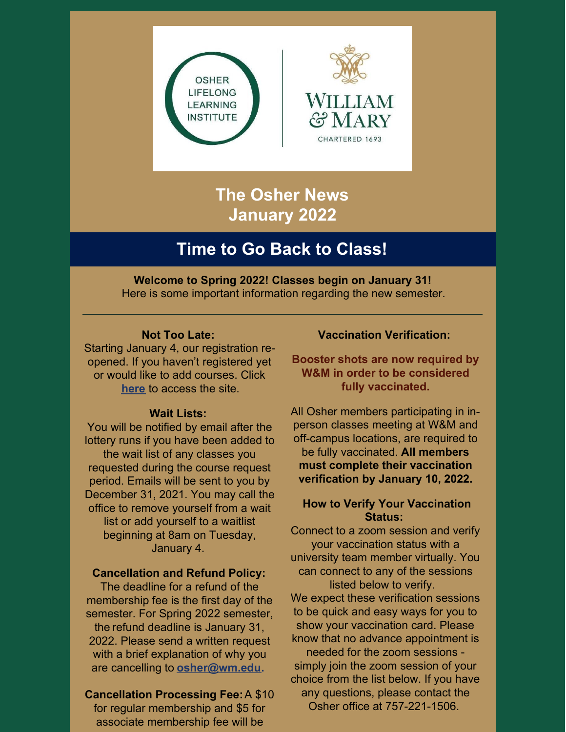OSHER LIFELONG LEARNING INSTITUTE

WILLIAM & MARY

CHARTERED 1693

# The Osher News
# January 2022

## Time to Go Back to Class!

**Welcome to Spring 2022! Classes begin on January 31!**
Here is some important information regarding the new semester.

---

**Not Too Late:**
Starting January 4, our registration re-opened. If you haven't registered yet or would like to add courses. Click **here** to access the site.

**Wait Lists:**
You will be notified by email after the lottery runs if you have been added to the wait list of any classes you requested during the course request period. Emails will be sent to you by December 31, 2021. You may call the office to remove yourself from a wait list or add yourself to a waitlist beginning at 8am on Tuesday, January 4.

**Cancellation and Refund Policy:**
The deadline for a refund of the membership fee is the first day of the semester. For Spring 2022 semester, the refund deadline is January 31, 2022. Please send a written request with a brief explanation of why you are cancelling to **osher@wm.edu.**

**Cancellation Processing Fee:** A $10 for regular membership and $5 for associate membership fee will be

**Vaccination Verification:**

**Booster shots are now required by W&M in order to be considered fully vaccinated.**

All Osher members participating in in-person classes meeting at W&M and off-campus locations, are required to be fully vaccinated. **All members must complete their vaccination verification by January 10, 2022.**

**How to Verify Your Vaccination Status:**
Connect to a zoom session and verify your vaccination status with a university team member virtually. You can connect to any of the sessions listed below to verify.
We expect these verification sessions to be quick and easy ways for you to show your vaccination card. Please know that no advance appointment is needed for the zoom sessions - simply join the zoom session of your choice from the list below. If you have any questions, please contact the Osher office at 757-221-1506.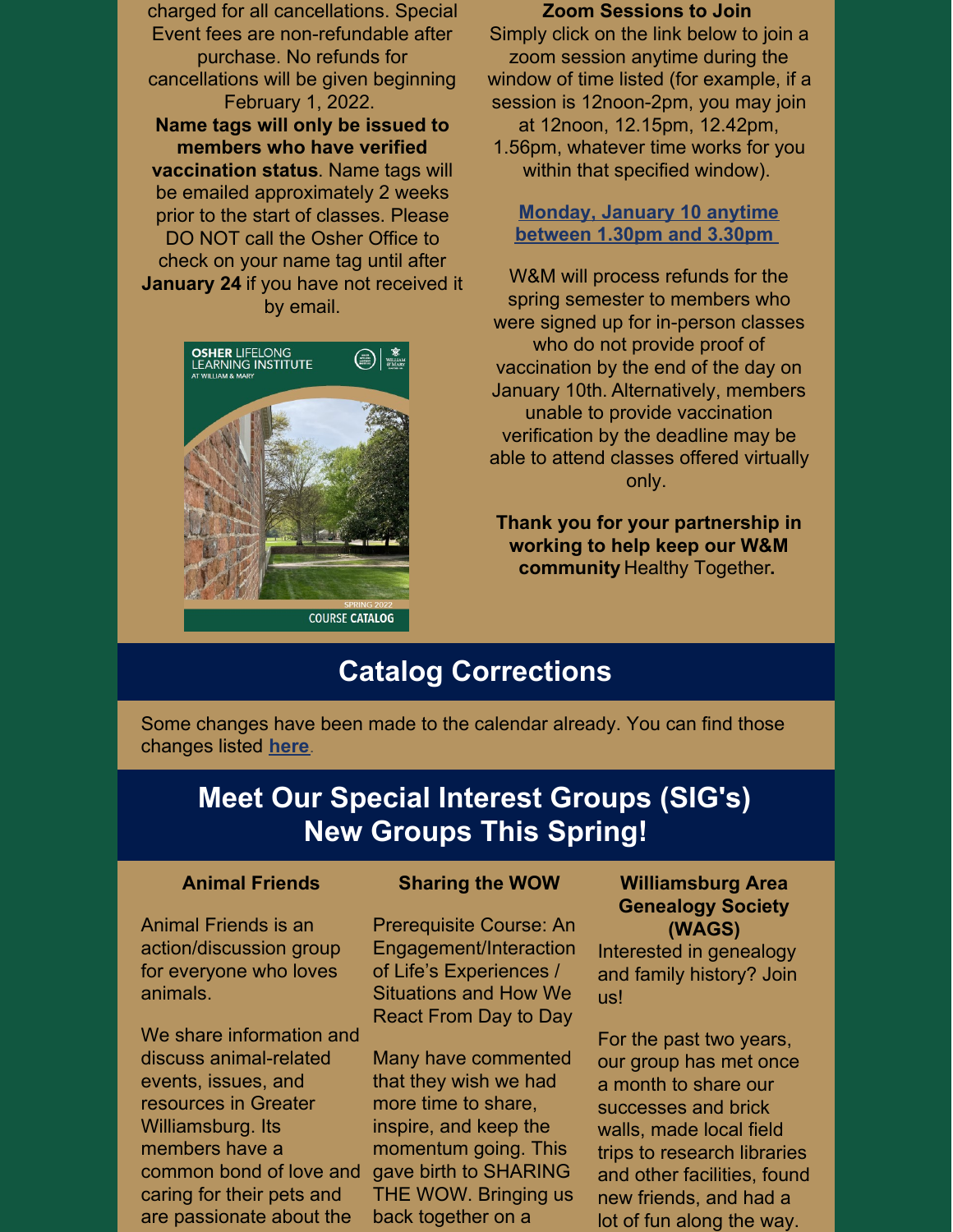charged for all cancellations. Special Event fees are non-refundable after purchase. No refunds for cancellations will be given beginning February 1, 2022.

**Name tags will only be issued to members who have verified vaccination status**. Name tags will be emailed approximately 2 weeks prior to the start of classes. Please DO NOT call the Osher Office to check on your name tag until after **January 24** if you have not received it by email.

**Zoom Sessions to Join**

Simply click on the link below to join a zoom session anytime during the window of time listed (for example, if a session is 12noon-2pm, you may join at 12noon, 12.15pm, 12.42pm, 1.56pm, whatever time works for you within that specified window).

**Monday, January 10 anytime between 1.30pm and 3.30pm**

W&M will process refunds for the spring semester to members who were signed up for in-person classes who do not provide proof of vaccination by the end of the day on January 10th. Alternatively, members unable to provide vaccination verification by the deadline may be able to attend classes offered virtually only.

**Thank you for your partnership in working to help keep our W&M community** Healthy Together**.**

## Catalog Corrections

Some changes have been made to the calendar already. You can find those changes listed **here**.

## Meet Our Special Interest Groups (SIG's) New Groups This Spring!

### Animal Friends

Animal Friends is an action/discussion group for everyone who loves animals.

We share information and discuss animal-related events, issues, and resources in Greater Williamsburg. Its members have a common bond of love and caring for their pets and are passionate about the

### Sharing the WOW

Prerequisite Course: An Engagement/Interaction of Life's Experiences / Situations and How We React From Day to Day

Many have commented that they wish we had more time to share, inspire, and keep the momentum going. This gave birth to SHARING THE WOW. Bringing us back together on a

### Williamsburg Area Genealogy Society (WAGS)

Interested in genealogy and family history? Join us!

For the past two years, our group has met once a month to share our successes and brick walls, made local field trips to research libraries and other facilities, found new friends, and had a lot of fun along the way.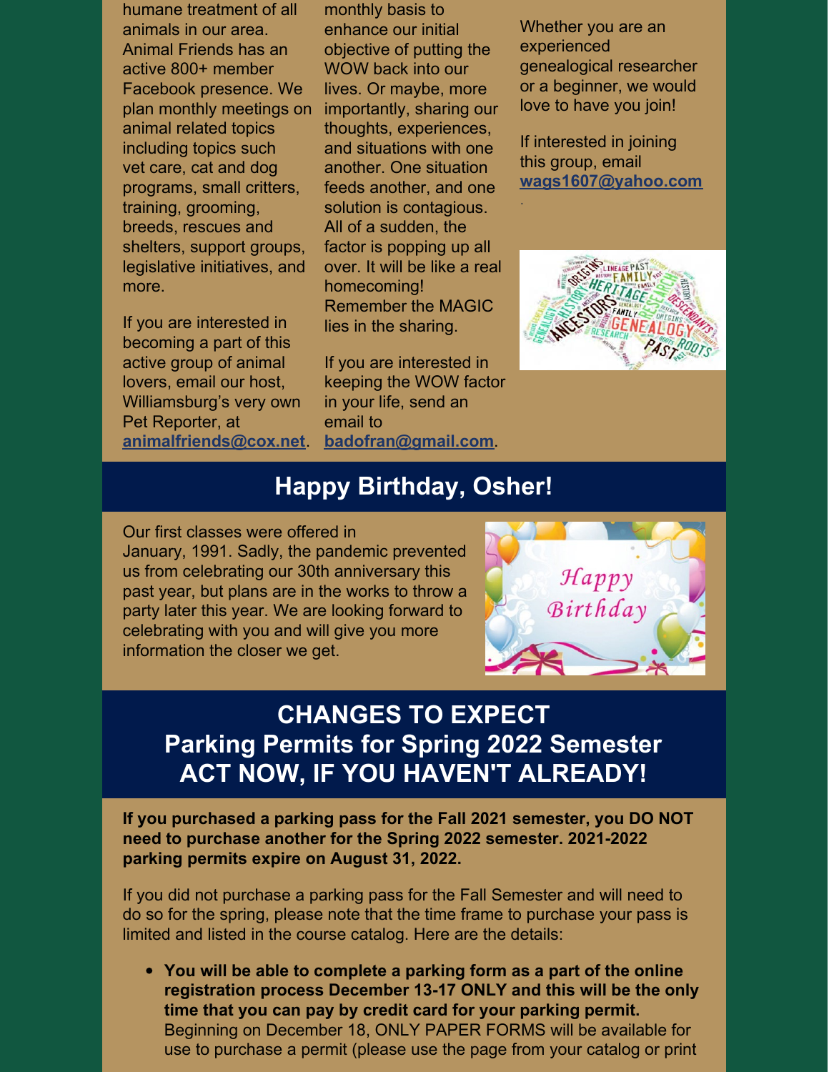humane treatment of all animals in our area. Animal Friends has an active 800+ member Facebook presence. We plan monthly meetings on animal related topics including topics such vet care, cat and dog programs, small critters, training, grooming, breeds, rescues and shelters, support groups, legislative initiatives, and more.

If you are interested in becoming a part of this active group of animal lovers, email our host, Williamsburg's very own Pet Reporter, at **animalfriends@cox.net**.

monthly basis to enhance our initial objective of putting the WOW back into our lives. Or maybe, more importantly, sharing our thoughts, experiences, and situations with one another. One situation feeds another, and one solution is contagious. All of a sudden, the factor is popping up all over. It will be like a real homecoming! Remember the MAGIC lies in the sharing.

If you are interested in keeping the WOW factor in your life, send an email to **badofran@gmail.com**.

Whether you are an experienced genealogical researcher or a beginner, we would love to have you join!

If interested in joining this group, email **wags1607@yahoo.com**.

## Happy Birthday, Osher!

Our first classes were offered in January, 1991. Sadly, the pandemic prevented us from celebrating our 30th anniversary this past year, but plans are in the works to throw a party later this year. We are looking forward to celebrating with you and will give you more information the closer we get.

## CHANGES TO EXPECT Parking Permits for Spring 2022 Semester ACT NOW, IF YOU HAVEN'T ALREADY!

**If you purchased a parking pass for the Fall 2021 semester, you DO NOT need to purchase another for the Spring 2022 semester. 2021-2022 parking permits expire on August 31, 2022.**

If you did not purchase a parking pass for the Fall Semester and will need to do so for the spring, please note that the time frame to purchase your pass is limited and listed in the course catalog. Here are the details:

- **You will be able to complete a parking form as a part of the online registration process December 13-17 ONLY and this will be the only time that you can pay by credit card for your parking permit.** Beginning on December 18, ONLY PAPER FORMS will be available for use to purchase a permit (please use the page from your catalog or print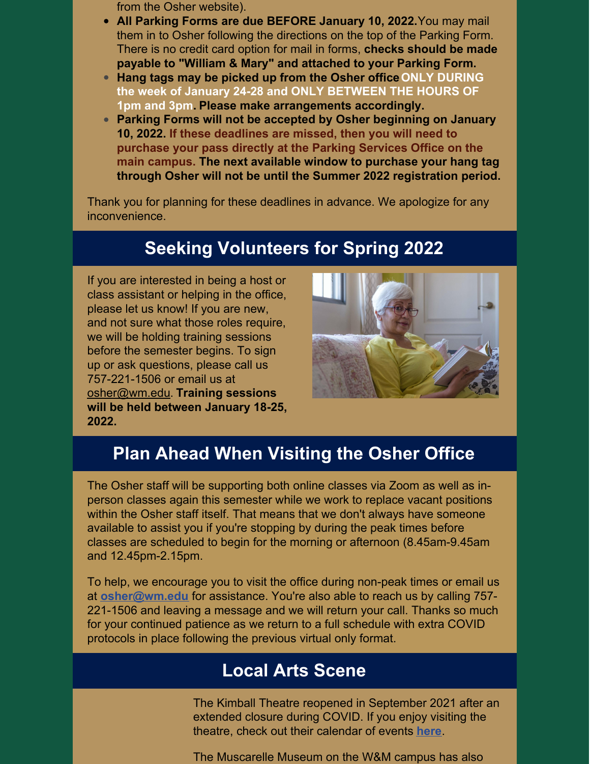from the Osher website).

- **All Parking Forms are due BEFORE January 10, 2022.** You may mail them in to Osher following the directions on the top of the Parking Form. There is no credit card option for mail in forms, **checks should be made payable to "William & Mary" and attached to your Parking Form.**
- **Hang tags may be picked up from the Osher office ONLY DURING the week of January 24-28 and ONLY BETWEEN THE HOURS OF 1pm and 3pm. Please make arrangements accordingly.**
- **Parking Forms will not be accepted by Osher beginning on January 10, 2022. If these deadlines are missed, then you will need to purchase your pass directly at the Parking Services Office on the main campus. The next available window to purchase your hang tag through Osher will not be until the Summer 2022 registration period.**

Thank you for planning for these deadlines in advance. We apologize for any inconvenience.

## Seeking Volunteers for Spring 2022

If you are interested in being a host or class assistant or helping in the office, please let us know! If you are new, and not sure what those roles require, we will be holding training sessions before the semester begins. To sign up or ask questions, please call us 757-221-1506 or email us at osher@wm.edu. **Training sessions will be held between January 18-25, 2022.**

## Plan Ahead When Visiting the Osher Office

The Osher staff will be supporting both online classes via Zoom as well as in-person classes again this semester while we work to replace vacant positions within the Osher staff itself. That means that we don't always have someone available to assist you if you're stopping by during the peak times before classes are scheduled to begin for the morning or afternoon (8.45am-9.45am and 12.45pm-2.15pm.

To help, we encourage you to visit the office during non-peak times or email us at **osher@wm.edu** for assistance. You're also able to reach us by calling 757-221-1506 and leaving a message and we will return your call. Thanks so much for your continued patience as we return to a full schedule with extra COVID protocols in place following the previous virtual only format.

## Local Arts Scene

The Kimball Theatre reopened in September 2021 after an extended closure during COVID. If you enjoy visiting the theatre, check out their calendar of events **here**.

The Muscarelle Museum on the W&M campus has also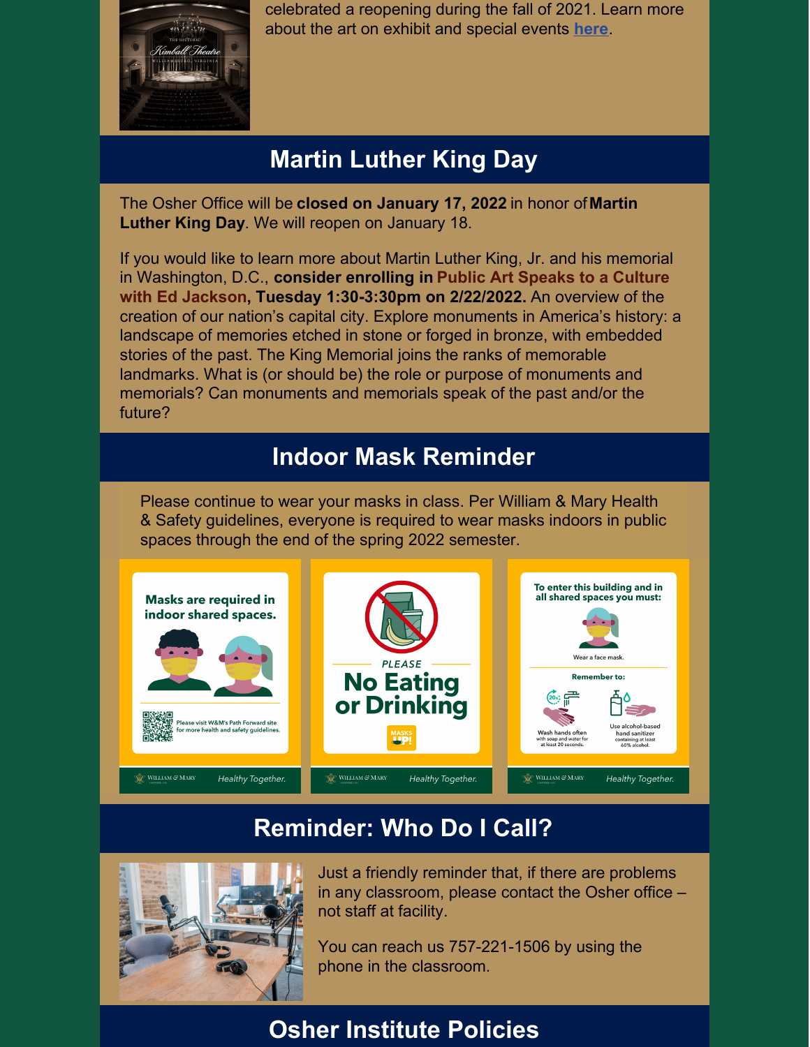celebrated a reopening during the fall of 2021. Learn more about the art on exhibit and special events here.

## Martin Luther King Day

The Osher Office will be **closed on January 17, 2022** in honor of **Martin Luther King Day**. We will reopen on January 18.

If you would like to learn more about Martin Luther King, Jr. and his memorial in Washington, D.C., **consider enrolling in Public Art Speaks to a Culture with Ed Jackson, Tuesday 1:30-3:30pm on 2/22/2022.** An overview of the creation of our nation's capital city. Explore monuments in America's history: a landscape of memories etched in stone or forged in bronze, with embedded stories of the past. The King Memorial joins the ranks of memorable landmarks. What is (or should be) the role or purpose of monuments and memorials? Can monuments and memorials speak of the past and/or the future?

## Indoor Mask Reminder

Please continue to wear your masks in class. Per William & Mary Health & Safety guidelines, everyone is required to wear masks indoors in public spaces through the end of the spring 2022 semester.

## Reminder: Who Do I Call?

Just a friendly reminder that, if there are problems in any classroom, please contact the Osher office – not staff at facility.

You can reach us 757-221-1506 by using the phone in the classroom.

## Osher Institute Policies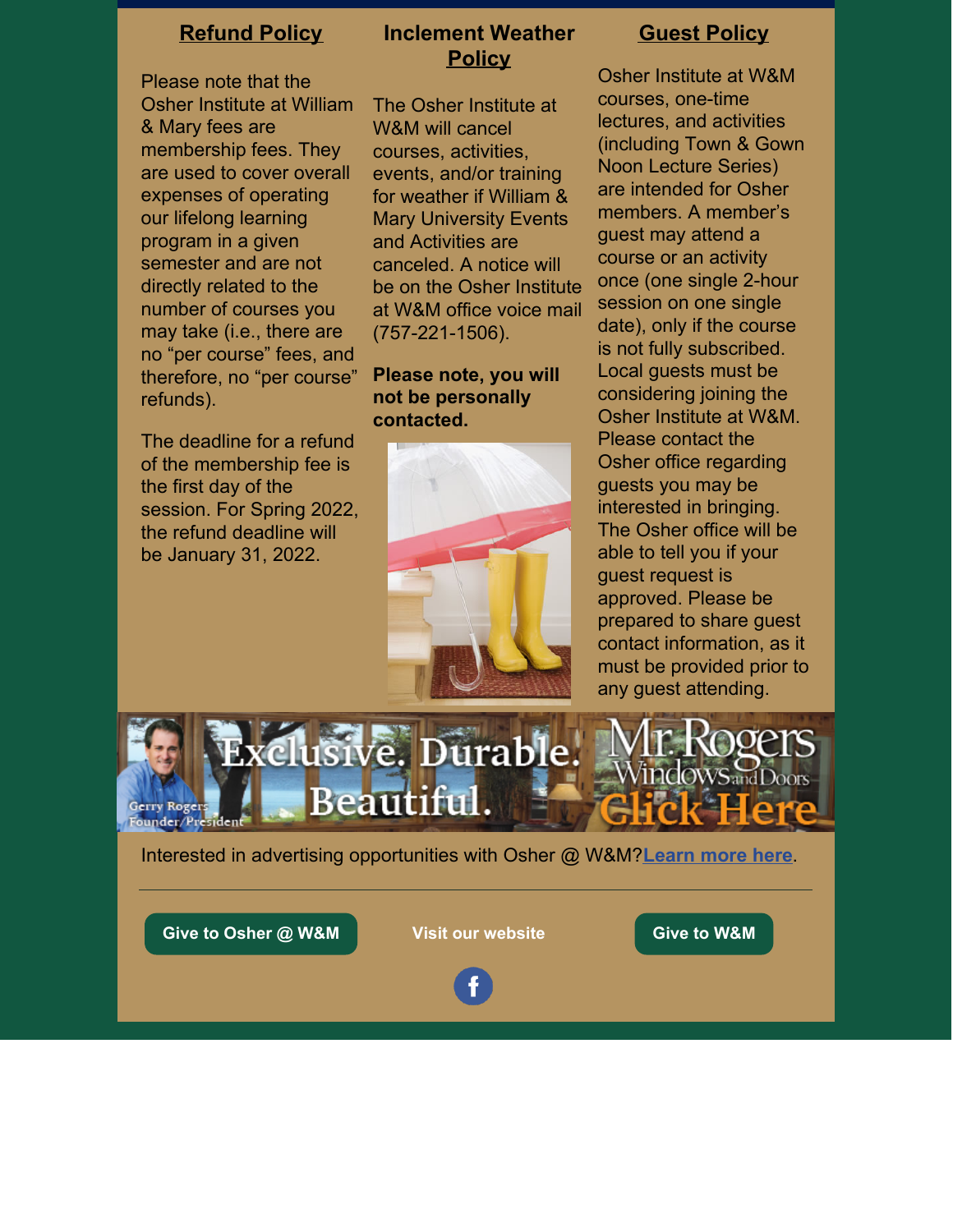## Refund Policy

Please note that the Osher Institute at William & Mary fees are membership fees. They are used to cover overall expenses of operating our lifelong learning program in a given semester and are not directly related to the number of courses you may take (i.e., there are no "per course" fees, and therefore, no "per course" refunds).

The deadline for a refund of the membership fee is the first day of the session. For Spring 2022, the refund deadline will be January 31, 2022.

## Inclement Weather Policy

The Osher Institute at W&M will cancel courses, activities, events, and/or training for weather if William & Mary University Events and Activities are canceled. A notice will be on the Osher Institute at W&M office voice mail (757-221-1506).

**Please note, you will not be personally contacted.**

## Guest Policy

Osher Institute at W&M courses, one-time lectures, and activities (including Town & Gown Noon Lecture Series) are intended for Osher members. A member's guest may attend a course or an activity once (one single 2-hour session on one single date), only if the course is not fully subscribed. Local guests must be considering joining the Osher Institute at W&M. Please contact the Osher office regarding guests you may be interested in bringing. The Osher office will be able to tell you if your guest request is approved. Please be prepared to share guest contact information, as it must be provided prior to any guest attending.

Exclusive. Durable. Beautiful.
Gerry Rogers
Founder/President
Mr. Rogers Windows and Doors
Click Here

Interested in advertising opportunities with Osher @ W&M? Learn more here.

---

Give to Osher @ W&M

Visit our website

Give to W&M